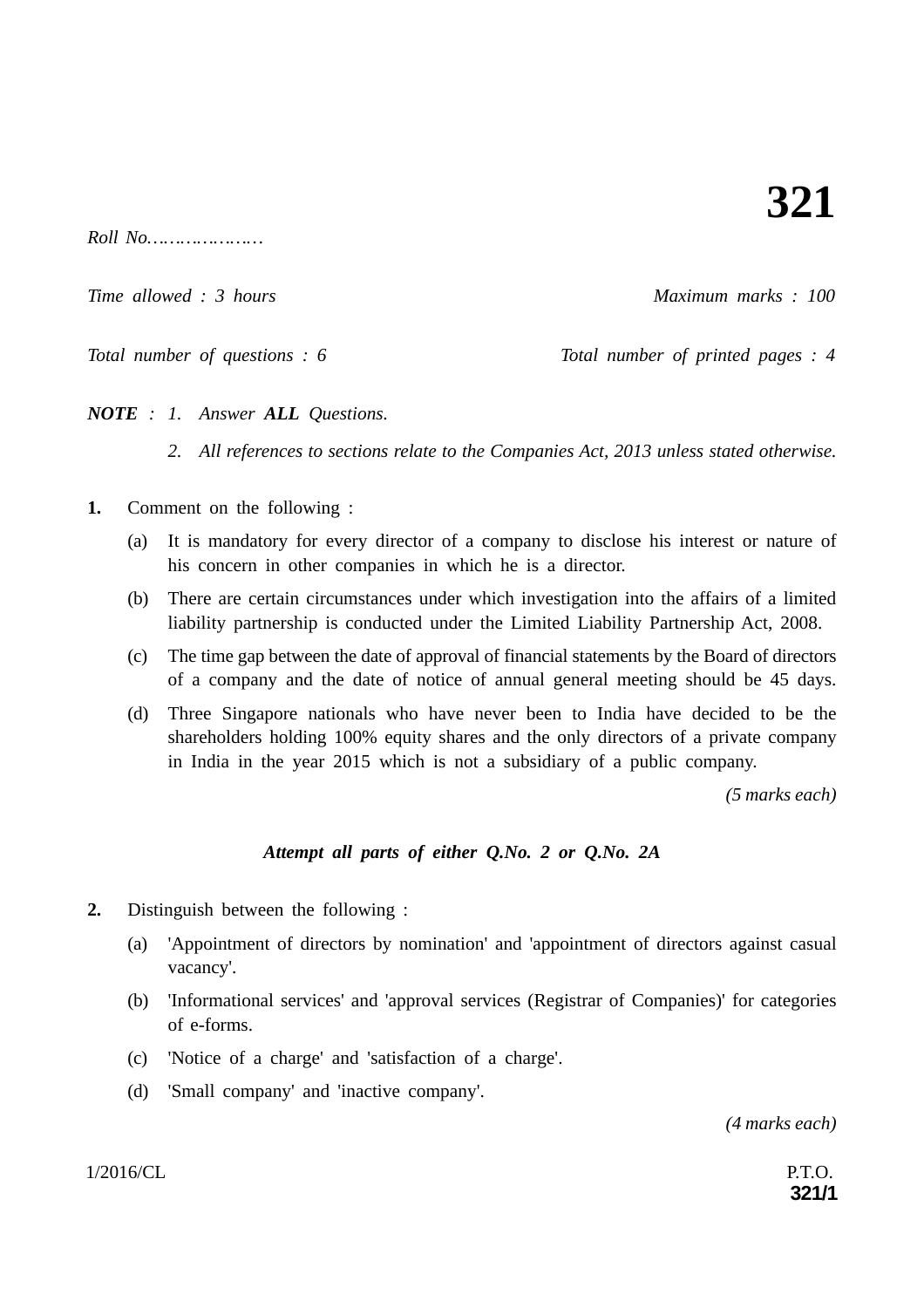# 321

*Roll No…………………*

*Time allowed : 3 hours* *Maximum marks : 100*

*Total number of questions : 6* *Total number of printed pages : 4*

***NOTE*** *: 1. Answer **ALL** Questions.*

*2. All references to sections relate to the Companies Act, 2013 unless stated otherwise.*

**1.** Comment on the following :

(a) It is mandatory for every director of a company to disclose his interest or nature of his concern in other companies in which he is a director.

(b) There are certain circumstances under which investigation into the affairs of a limited liability partnership is conducted under the Limited Liability Partnership Act, 2008.

(c) The time gap between the date of approval of financial statements by the Board of directors of a company and the date of notice of annual general meeting should be 45 days.

(d) Three Singapore nationals who have never been to India have decided to be the shareholders holding 100% equity shares and the only directors of a private company in India in the year 2015 which is not a subsidiary of a public company.

*(5 marks each)*

***Attempt all parts of either Q.No. 2 or Q.No. 2A***

**2.** Distinguish between the following :

(a) 'Appointment of directors by nomination' and 'appointment of directors against casual vacancy'.

(b) 'Informational services' and 'approval services (Registrar of Companies)' for categories of e-forms.

(c) 'Notice of a charge' and 'satisfaction of a charge'.

(d) 'Small company' and 'inactive company'.

*(4 marks each)*

1/2016/CL P.T.O.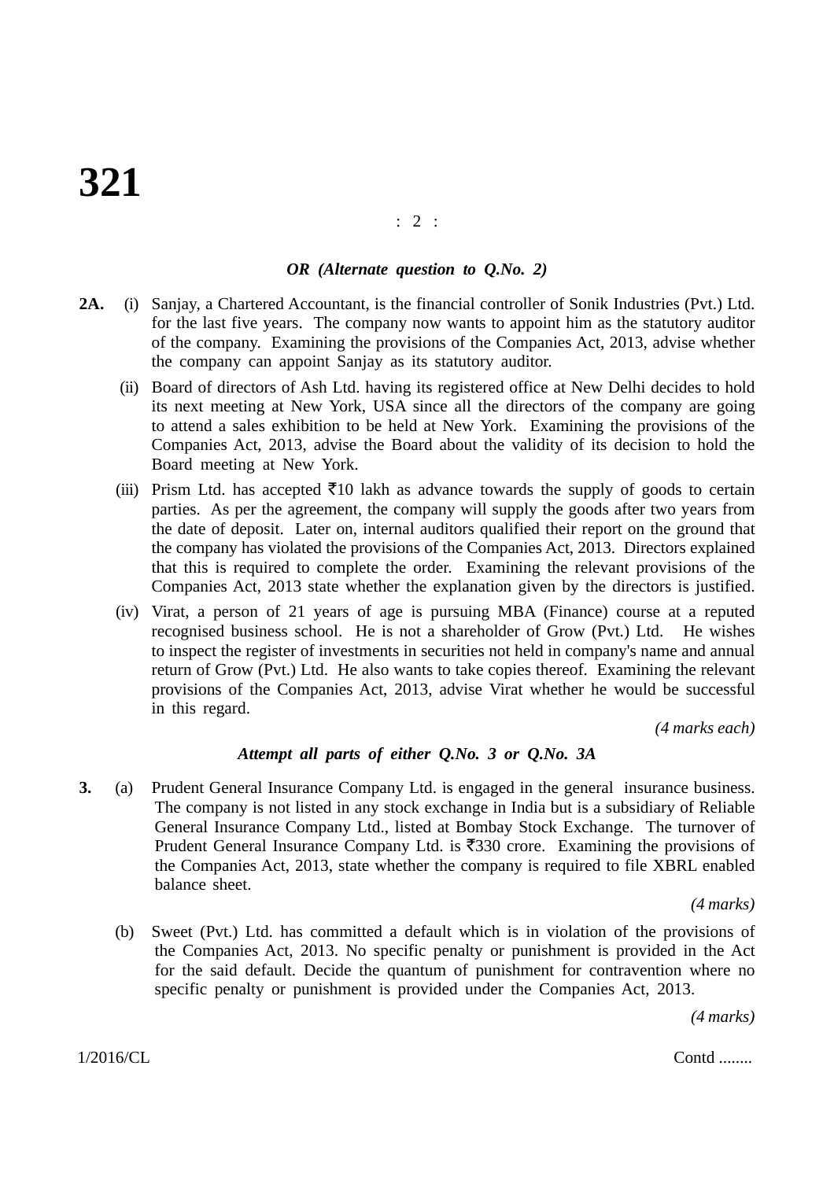*OR (Alternate question to Q.No. 2)*

**2A.** (i) Sanjay, a Chartered Accountant, is the financial controller of Sonik Industries (Pvt.) Ltd. for the last five years. The company now wants to appoint him as the statutory auditor of the company. Examining the provisions of the Companies Act, 2013, advise whether the company can appoint Sanjay as its statutory auditor.

(ii) Board of directors of Ash Ltd. having its registered office at New Delhi decides to hold its next meeting at New York, USA since all the directors of the company are going to attend a sales exhibition to be held at New York. Examining the provisions of the Companies Act, 2013, advise the Board about the validity of its decision to hold the Board meeting at New York.

(iii) Prism Ltd. has accepted ₹10 lakh as advance towards the supply of goods to certain parties. As per the agreement, the company will supply the goods after two years from the date of deposit. Later on, internal auditors qualified their report on the ground that the company has violated the provisions of the Companies Act, 2013. Directors explained that this is required to complete the order. Examining the relevant provisions of the Companies Act, 2013 state whether the explanation given by the directors is justified.

(iv) Virat, a person of 21 years of age is pursuing MBA (Finance) course at a reputed recognised business school. He is not a shareholder of Grow (Pvt.) Ltd. He wishes to inspect the register of investments in securities not held in company's name and annual return of Grow (Pvt.) Ltd. He also wants to take copies thereof. Examining the relevant provisions of the Companies Act, 2013, advise Virat whether he would be successful in this regard.

*(4 marks each)*

***Attempt all parts of either Q.No. 3 or Q.No. 3A***

**3.** (a) Prudent General Insurance Company Ltd. is engaged in the general insurance business. The company is not listed in any stock exchange in India but is a subsidiary of Reliable General Insurance Company Ltd., listed at Bombay Stock Exchange. The turnover of Prudent General Insurance Company Ltd. is ₹330 crore. Examining the provisions of the Companies Act, 2013, state whether the company is required to file XBRL enabled balance sheet.

*(4 marks)*

(b) Sweet (Pvt.) Ltd. has committed a default which is in violation of the provisions of the Companies Act, 2013. No specific penalty or punishment is provided in the Act for the said default. Decide the quantum of punishment for contravention where no specific penalty or punishment is provided under the Companies Act, 2013.

*(4 marks)*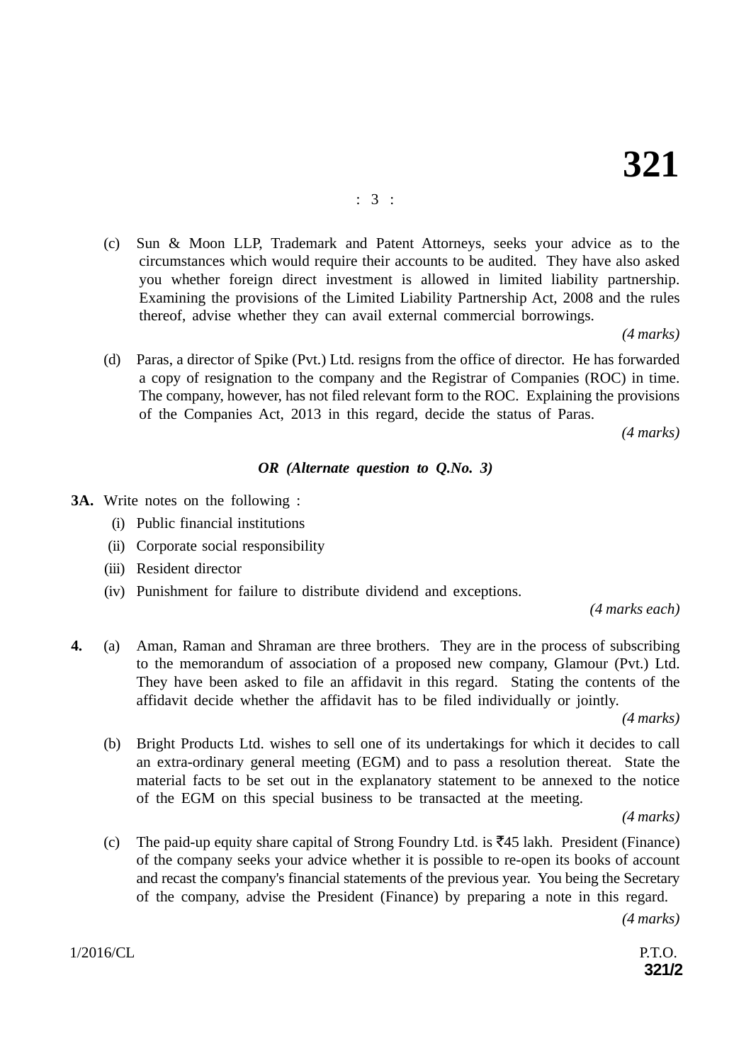(c) Sun & Moon LLP, Trademark and Patent Attorneys, seeks your advice as to the circumstances which would require their accounts to be audited. They have also asked you whether foreign direct investment is allowed in limited liability partnership. Examining the provisions of the Limited Liability Partnership Act, 2008 and the rules thereof, advise whether they can avail external commercial borrowings.

*(4 marks)*

(d) Paras, a director of Spike (Pvt.) Ltd. resigns from the office of director. He has forwarded a copy of resignation to the company and the Registrar of Companies (ROC) in time. The company, however, has not filed relevant form to the ROC. Explaining the provisions of the Companies Act, 2013 in this regard, decide the status of Paras.

*(4 marks)*

***OR (Alternate question to Q.No. 3)***

**3A.** Write notes on the following :

(i) Public financial institutions

(ii) Corporate social responsibility

(iii) Resident director

(iv) Punishment for failure to distribute dividend and exceptions.

*(4 marks each)*

**4.** (a) Aman, Raman and Shraman are three brothers. They are in the process of subscribing to the memorandum of association of a proposed new company, Glamour (Pvt.) Ltd. They have been asked to file an affidavit in this regard. Stating the contents of the affidavit decide whether the affidavit has to be filed individually or jointly.

*(4 marks)*

(b) Bright Products Ltd. wishes to sell one of its undertakings for which it decides to call an extra-ordinary general meeting (EGM) and to pass a resolution thereat. State the material facts to be set out in the explanatory statement to be annexed to the notice of the EGM on this special business to be transacted at the meeting.

*(4 marks)*

(c) The paid-up equity share capital of Strong Foundry Ltd. is ₹45 lakh. President (Finance) of the company seeks your advice whether it is possible to re-open its books of account and recast the company's financial statements of the previous year. You being the Secretary of the company, advise the President (Finance) by preparing a note in this regard.

*(4 marks)*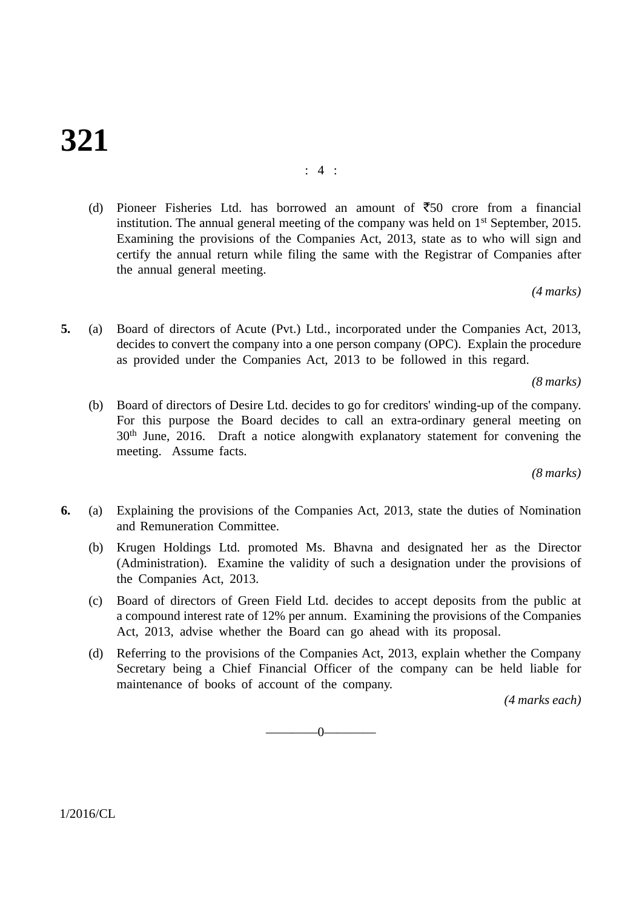(d) Pioneer Fisheries Ltd. has borrowed an amount of ₹50 crore from a financial institution. The annual general meeting of the company was held on 1st September, 2015. Examining the provisions of the Companies Act, 2013, state as to who will sign and certify the annual return while filing the same with the Registrar of Companies after the annual general meeting.

*(4 marks)*

**5.** (a) Board of directors of Acute (Pvt.) Ltd., incorporated under the Companies Act, 2013, decides to convert the company into a one person company (OPC). Explain the procedure as provided under the Companies Act, 2013 to be followed in this regard.

*(8 marks)*

(b) Board of directors of Desire Ltd. decides to go for creditors' winding-up of the company. For this purpose the Board decides to call an extra-ordinary general meeting on 30th June, 2016. Draft a notice alongwith explanatory statement for convening the meeting. Assume facts.

*(8 marks)*

**6.** (a) Explaining the provisions of the Companies Act, 2013, state the duties of Nomination and Remuneration Committee.

(b) Krugen Holdings Ltd. promoted Ms. Bhavna and designated her as the Director (Administration). Examine the validity of such a designation under the provisions of the Companies Act, 2013.

(c) Board of directors of Green Field Ltd. decides to accept deposits from the public at a compound interest rate of 12% per annum. Examining the provisions of the Companies Act, 2013, advise whether the Board can go ahead with its proposal.

(d) Referring to the provisions of the Companies Act, 2013, explain whether the Company Secretary being a Chief Financial Officer of the company can be held liable for maintenance of books of account of the company.

*(4 marks each)*

————0————